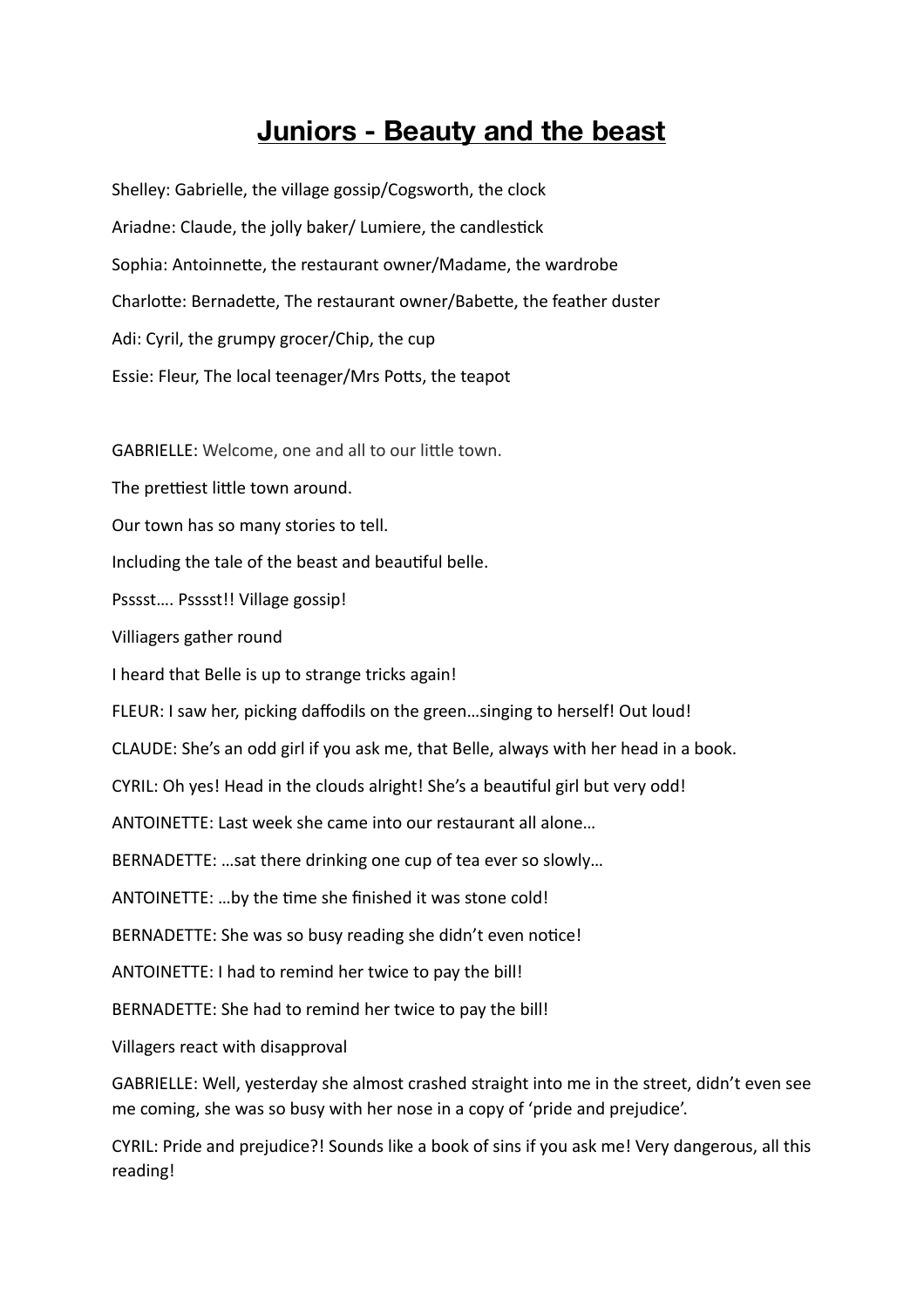# Juniors - Beauty and the beast

Shelley: Gabrielle, the village gossip/Cogsworth, the clock

Ariadne: Claude, the jolly baker/ Lumiere, the candlestick

Sophia: Antoinnette, the restaurant owner/Madame, the wardrobe

Charlotte: Bernadette, The restaurant owner/Babette, the feather duster

Adi: Cyril, the grumpy grocer/Chip, the cup

Essie: Fleur, The local teenager/Mrs Potts, the teapot

GABRIELLE: Welcome, one and all to our little town.

The prettiest little town around.

Our town has so many stories to tell.

Including the tale of the beast and beautiful belle.

Psssst…. Psssst!! Village gossip!

Villiagers gather round

I heard that Belle is up to strange tricks again!

FLEUR: I saw her, picking daffodils on the green…singing to herself! Out loud!

CLAUDE: She's an odd girl if you ask me, that Belle, always with her head in a book.

CYRIL: Oh yes! Head in the clouds alright! She's a beautiful girl but very odd!

ANTOINETTE: Last week she came into our restaurant all alone…

BERNADETTE: …sat there drinking one cup of tea ever so slowly…

ANTOINETTE: …by the time she finished it was stone cold!

BERNADETTE: She was so busy reading she didn't even notice!

ANTOINETTE: I had to remind her twice to pay the bill!

BERNADETTE: She had to remind her twice to pay the bill!

Villagers react with disapproval

GABRIELLE: Well, yesterday she almost crashed straight into me in the street, didn't even see me coming, she was so busy with her nose in a copy of 'pride and prejudice'.

CYRIL: Pride and prejudice?! Sounds like a book of sins if you ask me! Very dangerous, all this reading!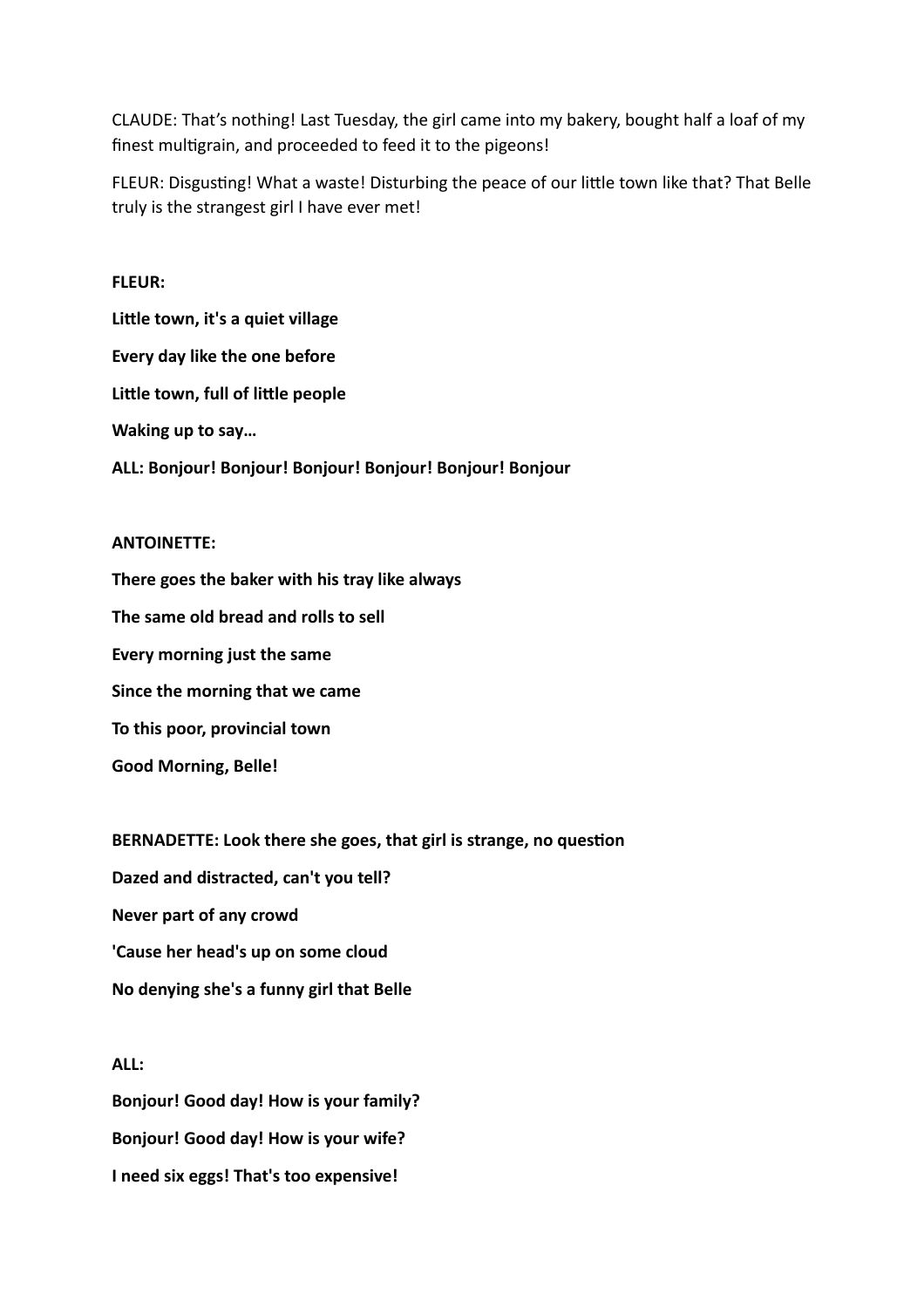CLAUDE: That's nothing! Last Tuesday, the girl came into my bakery, bought half a loaf of my finest multigrain, and proceeded to feed it to the pigeons!

FLEUR: Disgusting! What a waste! Disturbing the peace of our little town like that? That Belle truly is the strangest girl I have ever met!

**FLEUR:**

**Little town, it's a quiet village**

**Every day like the one before**

**Little town, full of little people**

**Waking up to say…**

**ALL: Bonjour! Bonjour! Bonjour! Bonjour! Bonjour! Bonjour**

**ANTOINETTE:**

**There goes the baker with his tray like always**

**The same old bread and rolls to sell**

**Every morning just the same**

**Since the morning that we came**

**To this poor, provincial town**

**Good Morning, Belle!**

**BERNADETTE: Look there she goes, that girl is strange, no question**

**Dazed and distracted, can't you tell?**

**Never part of any crowd**

**'Cause her head's up on some cloud**

**No denying she's a funny girl that Belle**

**ALL:**

**Bonjour! Good day! How is your family?**

**Bonjour! Good day! How is your wife?**

**I need six eggs! That's too expensive!**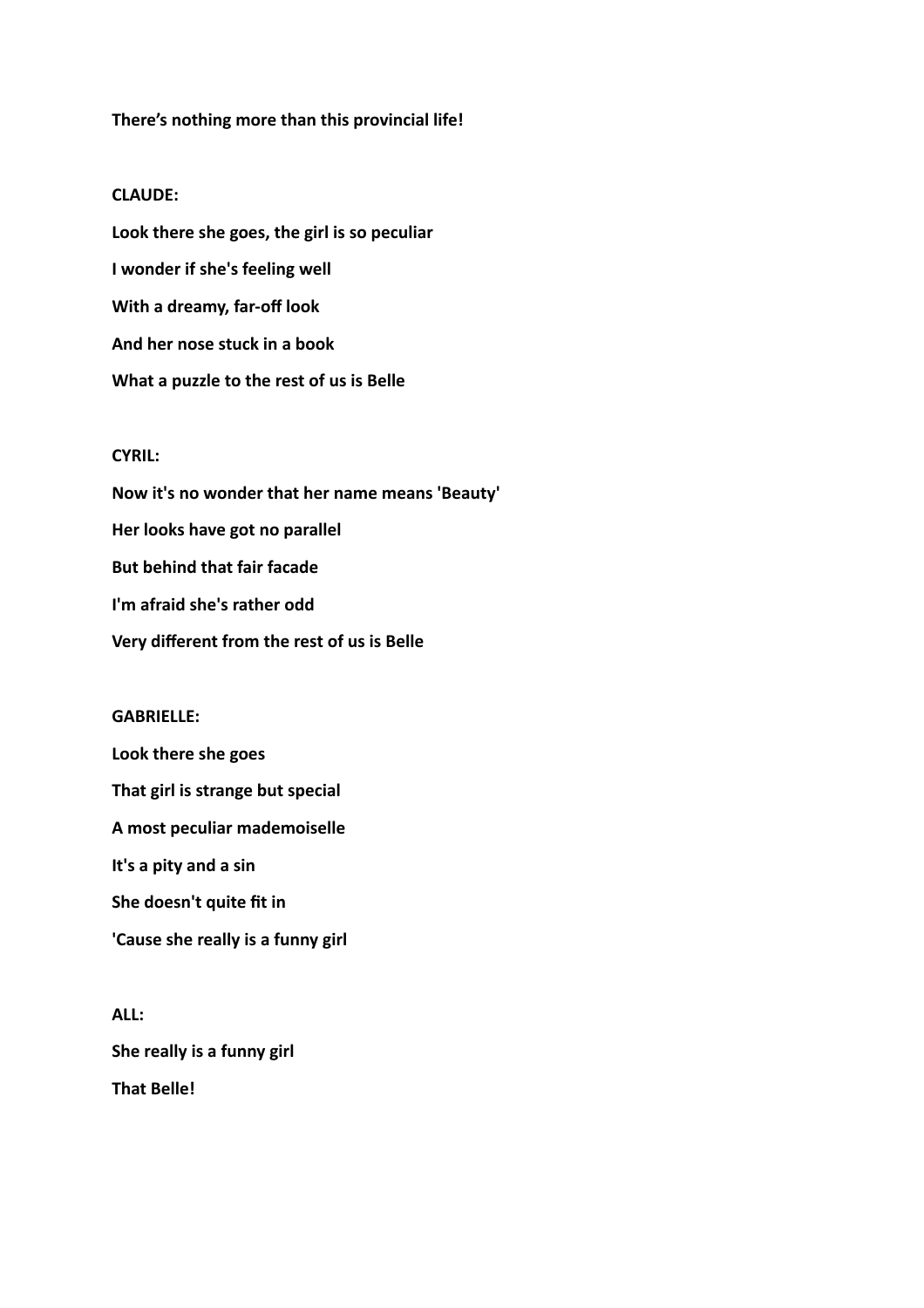**There's nothing more than this provincial life!**

**CLAUDE:**

**Look there she goes, the girl is so peculiar**

**I wonder if she's feeling well**

**With a dreamy, far-off look**

**And her nose stuck in a book**

**What a puzzle to the rest of us is Belle**

**CYRIL:**

**Now it's no wonder that her name means 'Beauty'**

**Her looks have got no parallel**

**But behind that fair facade**

**I'm afraid she's rather odd**

**Very different from the rest of us is Belle**

**GABRIELLE:**

**Look there she goes**

**That girl is strange but special**

**A most peculiar mademoiselle**

**It's a pity and a sin**

**She doesn't quite fit in**

**'Cause she really is a funny girl**

**ALL:**

**She really is a funny girl**

**That Belle!**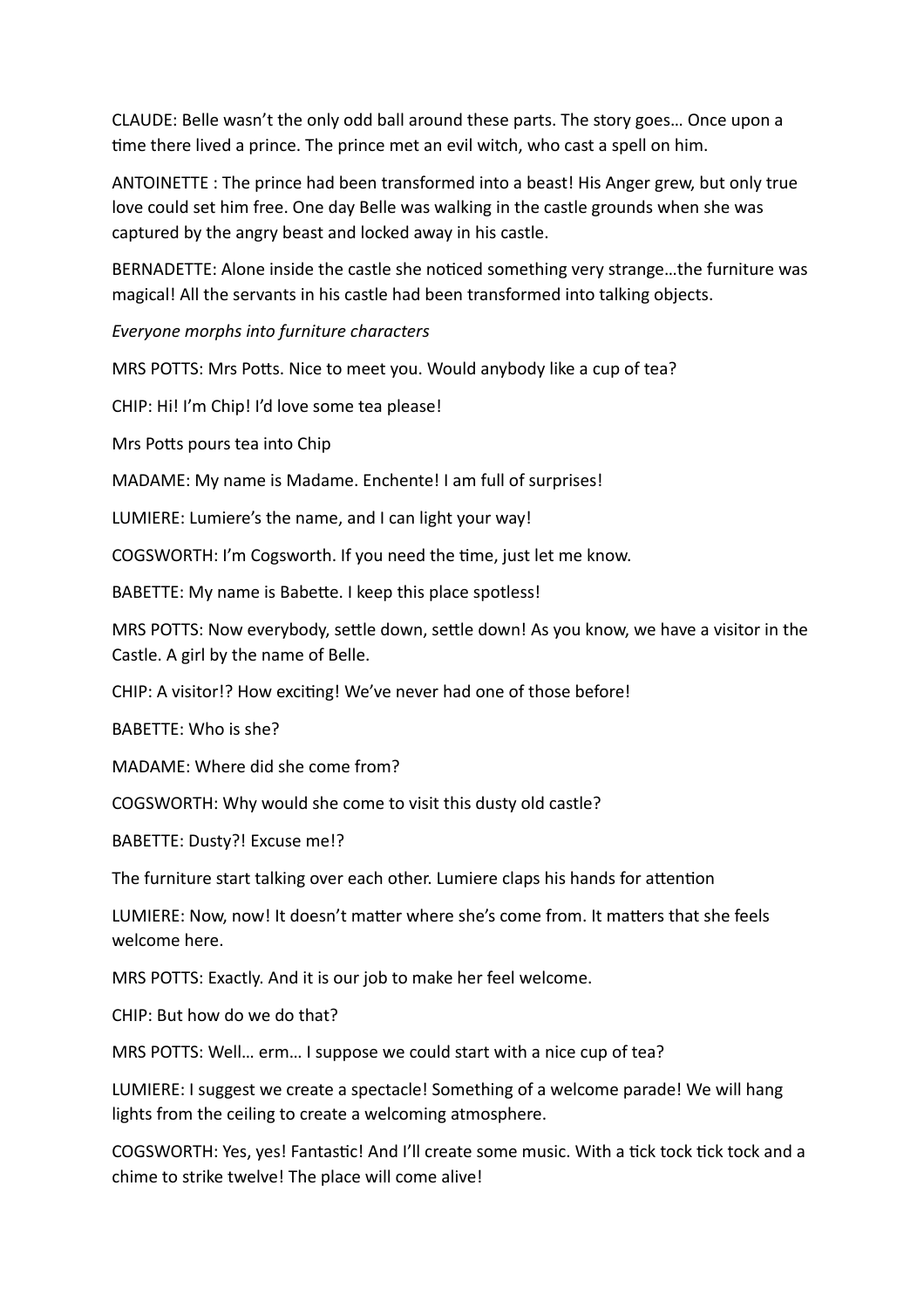CLAUDE: Belle wasn't the only odd ball around these parts. The story goes… Once upon a time there lived a prince. The prince met an evil witch, who cast a spell on him.

ANTOINETTE : The prince had been transformed into a beast! His Anger grew, but only true love could set him free. One day Belle was walking in the castle grounds when she was captured by the angry beast and locked away in his castle.

BERNADETTE: Alone inside the castle she noticed something very strange…the furniture was magical! All the servants in his castle had been transformed into talking objects.

*Everyone morphs into furniture characters*

MRS POTTS: Mrs Potts. Nice to meet you. Would anybody like a cup of tea?

CHIP: Hi! I'm Chip! I'd love some tea please!

Mrs Potts pours tea into Chip

MADAME: My name is Madame. Enchente! I am full of surprises!

LUMIERE: Lumiere's the name, and I can light your way!

COGSWORTH: I'm Cogsworth. If you need the time, just let me know.

BABETTE: My name is Babette. I keep this place spotless!

MRS POTTS: Now everybody, settle down, settle down! As you know, we have a visitor in the Castle. A girl by the name of Belle.

CHIP: A visitor!? How exciting! We've never had one of those before!

BABETTE: Who is she?

MADAME: Where did she come from?

COGSWORTH: Why would she come to visit this dusty old castle?

BABETTE: Dusty?! Excuse me!?

The furniture start talking over each other. Lumiere claps his hands for attention

LUMIERE: Now, now! It doesn't matter where she's come from. It matters that she feels welcome here.

MRS POTTS: Exactly. And it is our job to make her feel welcome.

CHIP: But how do we do that?

MRS POTTS: Well… erm… I suppose we could start with a nice cup of tea?

LUMIERE: I suggest we create a spectacle! Something of a welcome parade! We will hang lights from the ceiling to create a welcoming atmosphere.

COGSWORTH: Yes, yes! Fantastic! And I'll create some music. With a tick tock tick tock and a chime to strike twelve! The place will come alive!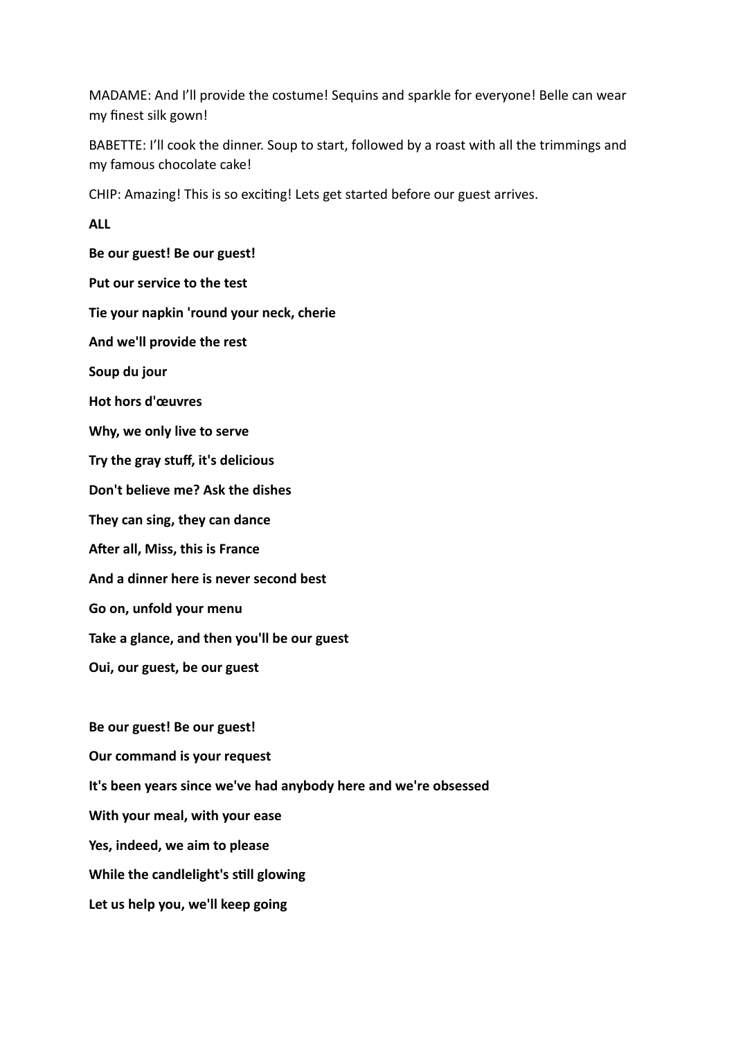MADAME: And I'll provide the costume! Sequins and sparkle for everyone! Belle can wear my finest silk gown!

BABETTE: I'll cook the dinner. Soup to start, followed by a roast with all the trimmings and my famous chocolate cake!

CHIP: Amazing! This is so exciting! Lets get started before our guest arrives.

**ALL**

**Be our guest! Be our guest!**

**Put our service to the test**

**Tie your napkin 'round your neck, cherie**

**And we'll provide the rest**

**Soup du jour**

**Hot hors d'œuvres**

**Why, we only live to serve**

**Try the gray stuff, it's delicious**

**Don't believe me? Ask the dishes**

**They can sing, they can dance**

**After all, Miss, this is France**

**And a dinner here is never second best**

**Go on, unfold your menu**

**Take a glance, and then you'll be our guest**

**Oui, our guest, be our guest**

**Be our guest! Be our guest!**

**Our command is your request**

**It's been years since we've had anybody here and we're obsessed**

**With your meal, with your ease**

**Yes, indeed, we aim to please**

**While the candlelight's still glowing**

**Let us help you, we'll keep going**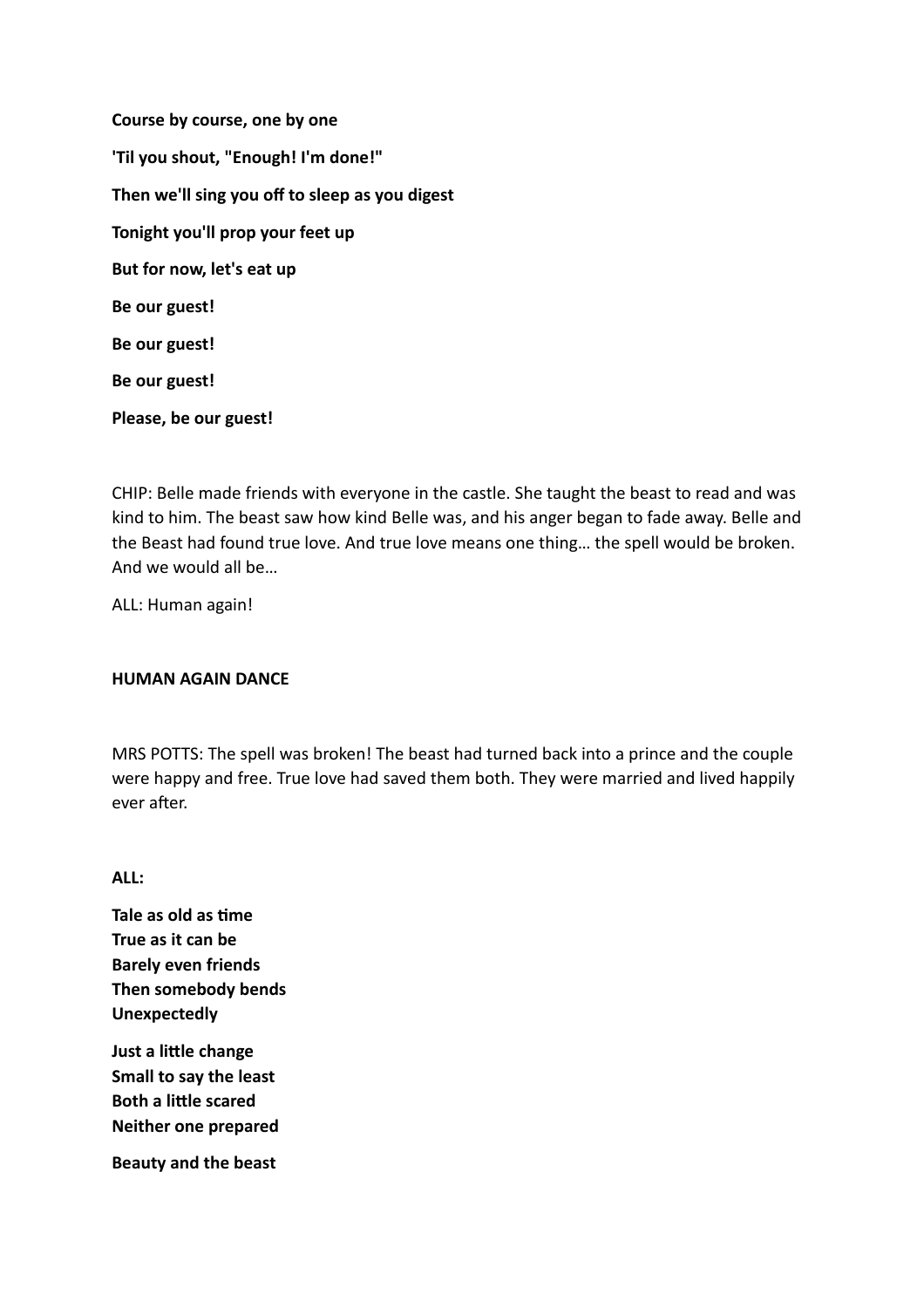**Course by course, one by one**

**'Til you shout, "Enough! I'm done!"**

**Then we'll sing you off to sleep as you digest**

**Tonight you'll prop your feet up**

**But for now, let's eat up**

**Be our guest!**

**Be our guest!**

**Be our guest!**

**Please, be our guest!**

CHIP: Belle made friends with everyone in the castle. She taught the beast to read and was kind to him. The beast saw how kind Belle was, and his anger began to fade away. Belle and the Beast had found true love. And true love means one thing… the spell would be broken. And we would all be…

ALL: Human again!

**HUMAN AGAIN DANCE**

MRS POTTS: The spell was broken! The beast had turned back into a prince and the couple were happy and free. True love had saved them both. They were married and lived happily ever after.

**ALL:**

**Tale as old as time**
**True as it can be**
**Barely even friends**
**Then somebody bends**
**Unexpectedly**

**Just a little change**
**Small to say the least**
**Both a little scared**
**Neither one prepared**

**Beauty and the beast**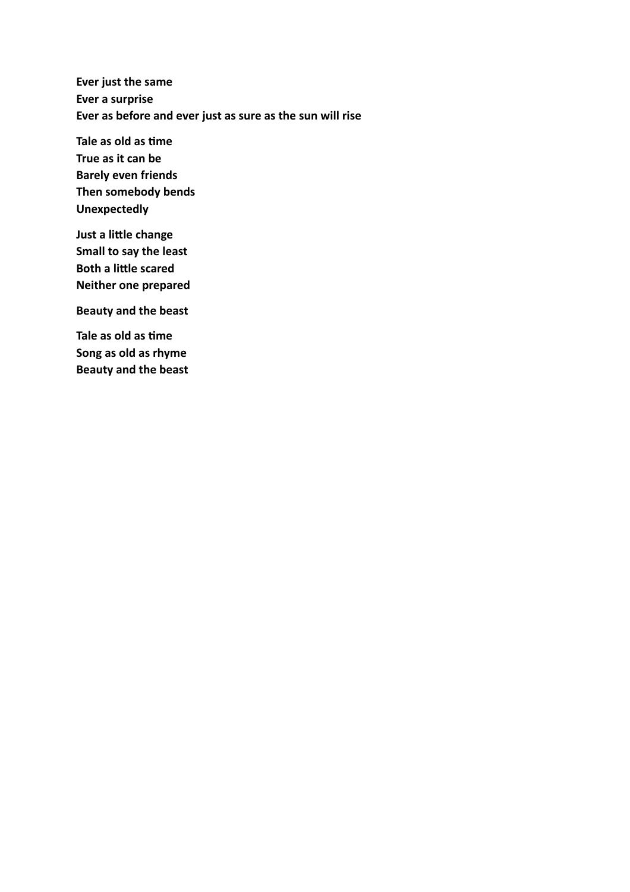**Ever just the same**
**Ever a surprise**
**Ever as before and ever just as sure as the sun will rise**

**Tale as old as time**
**True as it can be**
**Barely even friends**
**Then somebody bends**
**Unexpectedly**

**Just a little change**
**Small to say the least**
**Both a little scared**
**Neither one prepared**

**Beauty and the beast**

**Tale as old as time**
**Song as old as rhyme**
**Beauty and the beast**